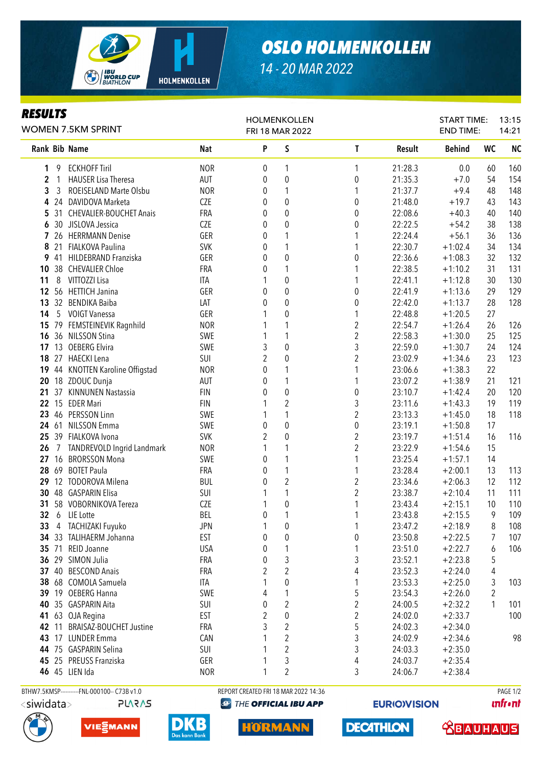# OSLO HOLMENKOLLEN

14 - 20 MAR 2022

## RESULTS

WOMEN 7.5KM SPRINT

HOLMENKOLLEN
FRI 18 MAR 2022

START TIME: 13:15
END TIME: 14:21

| Rank | Bib | Name | Nat | P | S | T | Result | Behind | WC | NC |
|---|---|---|---|---|---|---|---|---|---|---|
| 1 | 9 | ECKHOFF Tiril | NOR | 0 | 1 | 1 | 21:28.3 | 0.0 | 60 | 160 |
| 2 | 1 | HAUSER Lisa Theresa | AUT | 0 | 0 | 0 | 21:35.3 | +7.0 | 54 | 154 |
| 3 | 3 | ROEISELAND Marte Olsbu | NOR | 0 | 1 | 1 | 21:37.7 | +9.4 | 48 | 148 |
| 4 | 24 | DAVIDOVA Marketa | CZE | 0 | 0 | 0 | 21:48.0 | +19.7 | 43 | 143 |
| 5 | 31 | CHEVALIER-BOUCHET Anais | FRA | 0 | 0 | 0 | 22:08.6 | +40.3 | 40 | 140 |
| 6 | 30 | JISLOVA Jessica | CZE | 0 | 0 | 0 | 22:22.5 | +54.2 | 38 | 138 |
| 7 | 26 | HERRMANN Denise | GER | 0 | 1 | 1 | 22:24.4 | +56.1 | 36 | 136 |
| 8 | 21 | FIALKOVA Paulina | SVK | 0 | 1 | 1 | 22:30.7 | +1:02.4 | 34 | 134 |
| 9 | 41 | HILDEBRAND Franziska | GER | 0 | 0 | 0 | 22:36.6 | +1:08.3 | 32 | 132 |
| 10 | 38 | CHEVALIER Chloe | FRA | 0 | 1 | 1 | 22:38.5 | +1:10.2 | 31 | 131 |
| 11 | 8 | VITTOZZI Lisa | ITA | 1 | 0 | 1 | 22:41.1 | +1:12.8 | 30 | 130 |
| 12 | 56 | HETTICH Janina | GER | 0 | 0 | 0 | 22:41.9 | +1:13.6 | 29 | 129 |
| 13 | 32 | BENDIKA Baiba | LAT | 0 | 0 | 0 | 22:42.0 | +1:13.7 | 28 | 128 |
| 14 | 5 | VOIGT Vanessa | GER | 1 | 0 | 1 | 22:48.8 | +1:20.5 | 27 | |
| 15 | 79 | FEMSTEINEVIK Ragnhild | NOR | 1 | 1 | 2 | 22:54.7 | +1:26.4 | 26 | 126 |
| 16 | 36 | NILSSON Stina | SWE | 1 | 1 | 2 | 22:58.3 | +1:30.0 | 25 | 125 |
| 17 | 13 | OEBERG Elvira | SWE | 3 | 0 | 3 | 22:59.0 | +1:30.7 | 24 | 124 |
| 18 | 27 | HAECKI Lena | SUI | 2 | 0 | 2 | 23:02.9 | +1:34.6 | 23 | 123 |
| 19 | 44 | KNOTTEN Karoline Offigstad | NOR | 0 | 1 | 1 | 23:06.6 | +1:38.3 | 22 | |
| 20 | 18 | ZDOUC Dunja | AUT | 0 | 1 | 1 | 23:07.2 | +1:38.9 | 21 | 121 |
| 21 | 37 | KINNUNEN Nastassia | FIN | 0 | 0 | 0 | 23:10.7 | +1:42.4 | 20 | 120 |
| 22 | 15 | EDER Mari | FIN | 1 | 2 | 3 | 23:11.6 | +1:43.3 | 19 | 119 |
| 23 | 46 | PERSSON Linn | SWE | 1 | 1 | 2 | 23:13.3 | +1:45.0 | 18 | 118 |
| 24 | 61 | NILSSON Emma | SWE | 0 | 0 | 0 | 23:19.1 | +1:50.8 | 17 | |
| 25 | 39 | FIALKOVA Ivona | SVK | 2 | 0 | 2 | 23:19.7 | +1:51.4 | 16 | 116 |
| 26 | 7 | TANDREVOLD Ingrid Landmark | NOR | 1 | 1 | 2 | 23:22.9 | +1:54.6 | 15 | |
| 27 | 16 | BRORSSON Mona | SWE | 0 | 1 | 1 | 23:25.4 | +1:57.1 | 14 | |
| 28 | 69 | BOTET Paula | FRA | 0 | 1 | 1 | 23:28.4 | +2:00.1 | 13 | 113 |
| 29 | 12 | TODOROVA Milena | BUL | 0 | 2 | 2 | 23:34.6 | +2:06.3 | 12 | 112 |
| 30 | 48 | GASPARIN Elisa | SUI | 1 | 1 | 2 | 23:38.7 | +2:10.4 | 11 | 111 |
| 31 | 58 | VOBORNIKOVA Tereza | CZE | 1 | 0 | 1 | 23:43.4 | +2:15.1 | 10 | 110 |
| 32 | 6 | LIE Lotte | BEL | 0 | 1 | 1 | 23:43.8 | +2:15.5 | 9 | 109 |
| 33 | 4 | TACHIZAKI Fuyuko | JPN | 1 | 0 | 1 | 23:47.2 | +2:18.9 | 8 | 108 |
| 34 | 33 | TALIHAERM Johanna | EST | 0 | 0 | 0 | 23:50.8 | +2:22.5 | 7 | 107 |
| 35 | 71 | REID Joanne | USA | 0 | 1 | 1 | 23:51.0 | +2:22.7 | 6 | 106 |
| 36 | 29 | SIMON Julia | FRA | 0 | 3 | 3 | 23:52.1 | +2:23.8 | 5 | |
| 37 | 40 | BESCOND Anais | FRA | 2 | 2 | 4 | 23:52.3 | +2:24.0 | 4 | |
| 38 | 68 | COMOLA Samuela | ITA | 1 | 0 | 1 | 23:53.3 | +2:25.0 | 3 | 103 |
| 39 | 19 | OEBERG Hanna | SWE | 4 | 1 | 5 | 23:54.3 | +2:26.0 | 2 | |
| 40 | 35 | GASPARIN Aita | SUI | 0 | 2 | 2 | 24:00.5 | +2:32.2 | 1 | 101 |
| 41 | 63 | OJA Regina | EST | 2 | 0 | 2 | 24:02.0 | +2:33.7 | | 100 |
| 42 | 11 | BRAISAZ-BOUCHET Justine | FRA | 3 | 2 | 5 | 24:02.3 | +2:34.0 | | |
| 43 | 17 | LUNDER Emma | CAN | 1 | 2 | 3 | 24:02.9 | +2:34.6 | | 98 |
| 44 | 75 | GASPARIN Selina | SUI | 1 | 2 | 3 | 24:03.3 | +2:35.0 | | |
| 45 | 25 | PREUSS Franziska | GER | 1 | 3 | 4 | 24:03.7 | +2:35.4 | | |
| 46 | 45 | LIEN Ida | NOR | 1 | 2 | 3 | 24:06.7 | +2:38.4 | | |

BTHW7.5KMSP----------FNL-000100-- C73B v1.0 REPORT CREATED FRI 18 MAR 2022 14:36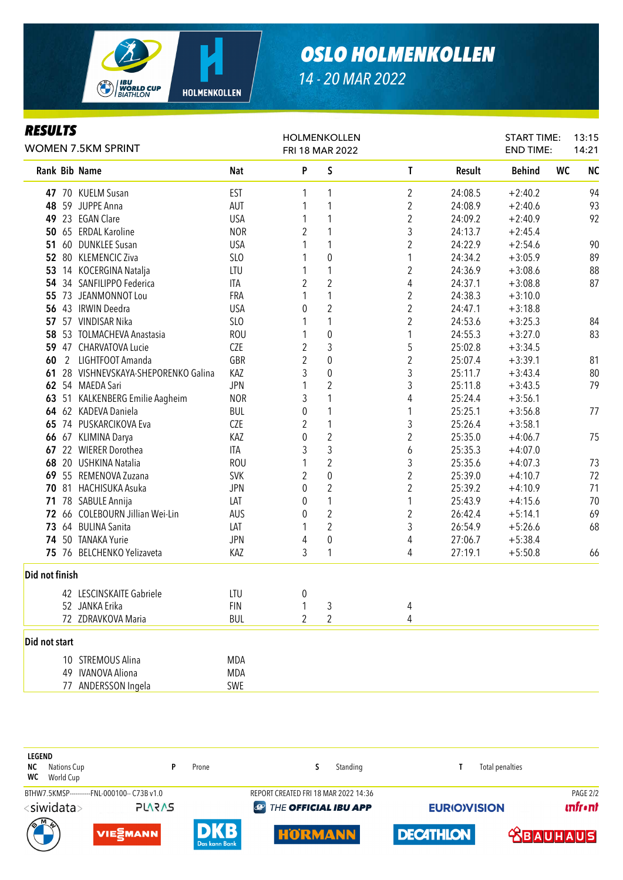# OSLO HOLMENKOLLEN

14 - 20 MAR 2022

## RESULTS

WOMEN 7.5KM SPRINT

HOLMENKOLLEN
FRI 18 MAR 2022

START TIME: 13:15
END TIME: 14:21

| Rank | Bib | Name | Nat | P | S | T | Result | Behind | WC | NC |
|---|---|---|---|---|---|---|---|---|---|---|
| 47 | 70 | KUELM Susan | EST | 1 | 1 | 2 | 24:08.5 | +2:40.2 | | 94 |
| 48 | 59 | JUPPE Anna | AUT | 1 | 1 | 2 | 24:08.9 | +2:40.6 | | 93 |
| 49 | 23 | EGAN Clare | USA | 1 | 1 | 2 | 24:09.2 | +2:40.9 | | 92 |
| 50 | 65 | ERDAL Karoline | NOR | 2 | 1 | 3 | 24:13.7 | +2:45.4 | | |
| 51 | 60 | DUNKLEE Susan | USA | 1 | 1 | 2 | 24:22.9 | +2:54.6 | | 90 |
| 52 | 80 | KLEMENCIC Ziva | SLO | 1 | 0 | 1 | 24:34.2 | +3:05.9 | | 89 |
| 53 | 14 | KOCERGINA Natalja | LTU | 1 | 1 | 2 | 24:36.9 | +3:08.6 | | 88 |
| 54 | 34 | SANFILIPPO Federica | ITA | 2 | 2 | 4 | 24:37.1 | +3:08.8 | | 87 |
| 55 | 73 | JEANMONNOT Lou | FRA | 1 | 1 | 2 | 24:38.3 | +3:10.0 | | |
| 56 | 43 | IRWIN Deedra | USA | 0 | 2 | 2 | 24:47.1 | +3:18.8 | | |
| 57 | 57 | VINDISAR Nika | SLO | 1 | 1 | 2 | 24:53.6 | +3:25.3 | | 84 |
| 58 | 53 | TOLMACHEVA Anastasia | ROU | 1 | 0 | 1 | 24:55.3 | +3:27.0 | | 83 |
| 59 | 47 | CHARVATOVA Lucie | CZE | 2 | 3 | 5 | 25:02.8 | +3:34.5 | | |
| 60 | 2 | LIGHTFOOT Amanda | GBR | 2 | 0 | 2 | 25:07.4 | +3:39.1 | | 81 |
| 61 | 28 | VISHNEVSKAYA-SHEPORENKO Galina | KAZ | 3 | 0 | 3 | 25:11.7 | +3:43.4 | | 80 |
| 62 | 54 | MAEDA Sari | JPN | 1 | 2 | 3 | 25:11.8 | +3:43.5 | | 79 |
| 63 | 51 | KALKENBERG Emilie Aagheim | NOR | 3 | 1 | 4 | 25:24.4 | +3:56.1 | | |
| 64 | 62 | KADEVA Daniela | BUL | 0 | 1 | 1 | 25:25.1 | +3:56.8 | | 77 |
| 65 | 74 | PUSKARCIKOVA Eva | CZE | 2 | 1 | 3 | 25:26.4 | +3:58.1 | | |
| 66 | 67 | KLIMINA Darya | KAZ | 0 | 2 | 2 | 25:35.0 | +4:06.7 | | 75 |
| 67 | 22 | WIERER Dorothea | ITA | 3 | 3 | 6 | 25:35.3 | +4:07.0 | | |
| 68 | 20 | USHKINA Natalia | ROU | 1 | 2 | 3 | 25:35.6 | +4:07.3 | | 73 |
| 69 | 55 | REMENOVA Zuzana | SVK | 2 | 0 | 2 | 25:39.0 | +4:10.7 | | 72 |
| 70 | 81 | HACHISUKA Asuka | JPN | 0 | 2 | 2 | 25:39.2 | +4:10.9 | | 71 |
| 71 | 78 | SABULE Annija | LAT | 0 | 1 | 1 | 25:43.9 | +4:15.6 | | 70 |
| 72 | 66 | COLEBOURN Jillian Wei-Lin | AUS | 0 | 2 | 2 | 26:42.4 | +5:14.1 | | 69 |
| 73 | 64 | BULINA Sanita | LAT | 1 | 2 | 3 | 26:54.9 | +5:26.6 | | 68 |
| 74 | 50 | TANAKA Yurie | JPN | 4 | 0 | 4 | 27:06.7 | +5:38.4 | | |
| 75 | 76 | BELCHENKO Yelizaveta | KAZ | 3 | 1 | 4 | 27:19.1 | +5:50.8 | | 66 |

### Did not finish

| Bib | Name | Nat | P | S | T |
|---|---|---|---|---|---|
| 42 | LESCINSKAITE Gabriele | LTU | 0 | | |
| 52 | JANKA Erika | FIN | 1 | 3 | 4 |
| 72 | ZDRAVKOVA Maria | BUL | 2 | 2 | 4 |

### Did not start

| Bib | Name | Nat |
|---|---|---|
| 10 | STREMOUS Alina | MDA |
| 49 | IVANOVA Aliona | MDA |
| 77 | ANDERSSON Ingela | SWE |

**LEGEND**
NC Nations Cup
WC World Cup
P Prone
S Standing
T Total penalties

BTHW7.5KMSP----------FNL-000100-- C73B v1.0
REPORT CREATED FRI 18 MAR 2022 14:36